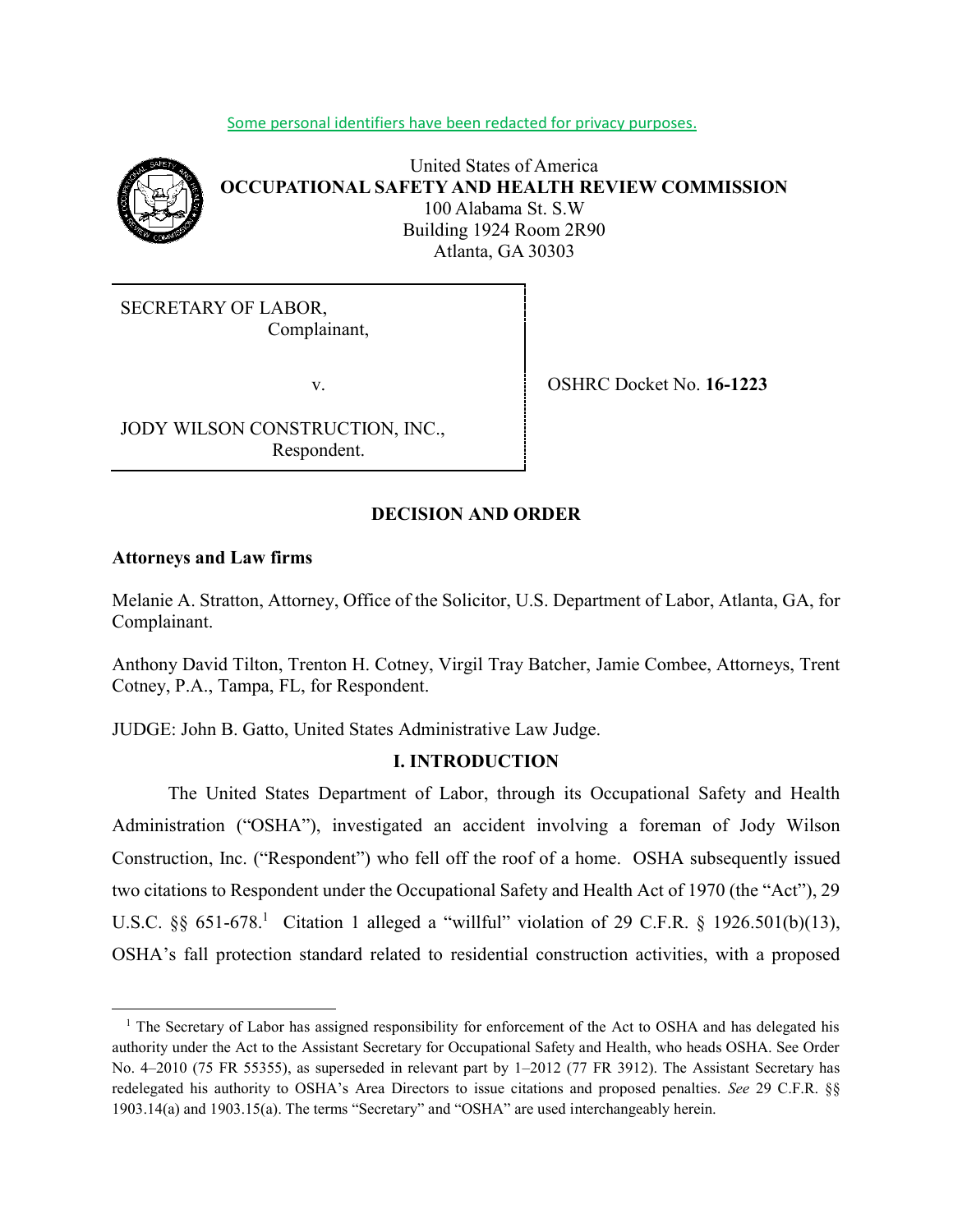Some personal identifiers have been redacted for privacy purposes.

United States of America
**OCCUPATIONAL SAFETY AND HEALTH REVIEW COMMISSION**
100 Alabama St. S.W
Building 1924 Room 2R90
Atlanta, GA 30303

| | |
|---|---|
| SECRETARY OF LABOR, Complainant, v. JODY WILSON CONSTRUCTION, INC., Respondent. | OSHRC Docket No. **16-1223** |

## DECISION AND ORDER

**Attorneys and Law firms**

Melanie A. Stratton, Attorney, Office of the Solicitor, U.S. Department of Labor, Atlanta, GA, for Complainant.

Anthony David Tilton, Trenton H. Cotney, Virgil Tray Batcher, Jamie Combee, Attorneys, Trent Cotney, P.A., Tampa, FL, for Respondent.

JUDGE: John B. Gatto, United States Administrative Law Judge.

## I. INTRODUCTION

The United States Department of Labor, through its Occupational Safety and Health Administration ("OSHA"), investigated an accident involving a foreman of Jody Wilson Construction, Inc. ("Respondent") who fell off the roof of a home. OSHA subsequently issued two citations to Respondent under the Occupational Safety and Health Act of 1970 (the "Act"), 29 U.S.C. §§ 651-678.[1] Citation 1 alleged a "willful" violation of 29 C.F.R. § 1926.501(b)(13), OSHA's fall protection standard related to residential construction activities, with a proposed

[1] The Secretary of Labor has assigned responsibility for enforcement of the Act to OSHA and has delegated his authority under the Act to the Assistant Secretary for Occupational Safety and Health, who heads OSHA. See Order No. 4–2010 (75 FR 55355), as superseded in relevant part by 1–2012 (77 FR 3912). The Assistant Secretary has redelegated his authority to OSHA's Area Directors to issue citations and proposed penalties. *See* 29 C.F.R. §§ 1903.14(a) and 1903.15(a). The terms "Secretary" and "OSHA" are used interchangeably herein.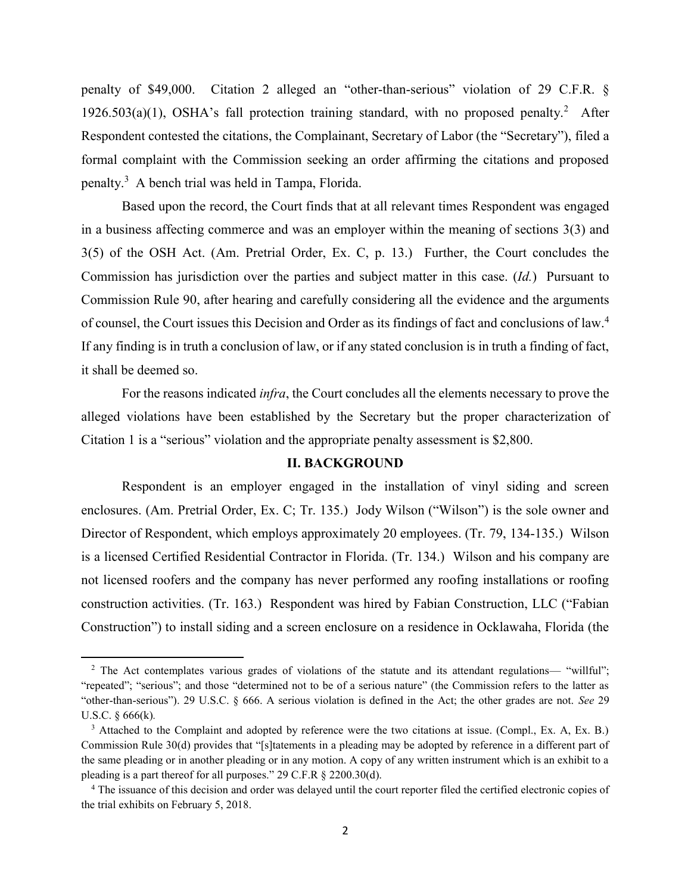penalty of $49,000. Citation 2 alleged an "other-than-serious" violation of 29 C.F.R. § 1926.503(a)(1), OSHA's fall protection training standard, with no proposed penalty.[2] After Respondent contested the citations, the Complainant, Secretary of Labor (the "Secretary"), filed a formal complaint with the Commission seeking an order affirming the citations and proposed penalty.[3] A bench trial was held in Tampa, Florida.

Based upon the record, the Court finds that at all relevant times Respondent was engaged in a business affecting commerce and was an employer within the meaning of sections 3(3) and 3(5) of the OSH Act. (Am. Pretrial Order, Ex. C, p. 13.) Further, the Court concludes the Commission has jurisdiction over the parties and subject matter in this case. (*Id.*) Pursuant to Commission Rule 90, after hearing and carefully considering all the evidence and the arguments of counsel, the Court issues this Decision and Order as its findings of fact and conclusions of law.[4] If any finding is in truth a conclusion of law, or if any stated conclusion is in truth a finding of fact, it shall be deemed so.

For the reasons indicated *infra*, the Court concludes all the elements necessary to prove the alleged violations have been established by the Secretary but the proper characterization of Citation 1 is a "serious" violation and the appropriate penalty assessment is $2,800.

## II. BACKGROUND

Respondent is an employer engaged in the installation of vinyl siding and screen enclosures. (Am. Pretrial Order, Ex. C; Tr. 135.) Jody Wilson ("Wilson") is the sole owner and Director of Respondent, which employs approximately 20 employees. (Tr. 79, 134-135.) Wilson is a licensed Certified Residential Contractor in Florida. (Tr. 134.) Wilson and his company are not licensed roofers and the company has never performed any roofing installations or roofing construction activities. (Tr. 163.) Respondent was hired by Fabian Construction, LLC ("Fabian Construction") to install siding and a screen enclosure on a residence in Ocklawaha, Florida (the

---

[2] The Act contemplates various grades of violations of the statute and its attendant regulations— "willful"; "repeated"; "serious"; and those "determined not to be of a serious nature" (the Commission refers to the latter as "other-than-serious"). 29 U.S.C. § 666. A serious violation is defined in the Act; the other grades are not. *See* 29 U.S.C. § 666(k).

[3] Attached to the Complaint and adopted by reference were the two citations at issue. (Compl., Ex. A, Ex. B.) Commission Rule 30(d) provides that "[s]tatements in a pleading may be adopted by reference in a different part of the same pleading or in another pleading or in any motion. A copy of any written instrument which is an exhibit to a pleading is a part thereof for all purposes." 29 C.F.R § 2200.30(d).

[4] The issuance of this decision and order was delayed until the court reporter filed the certified electronic copies of the trial exhibits on February 5, 2018.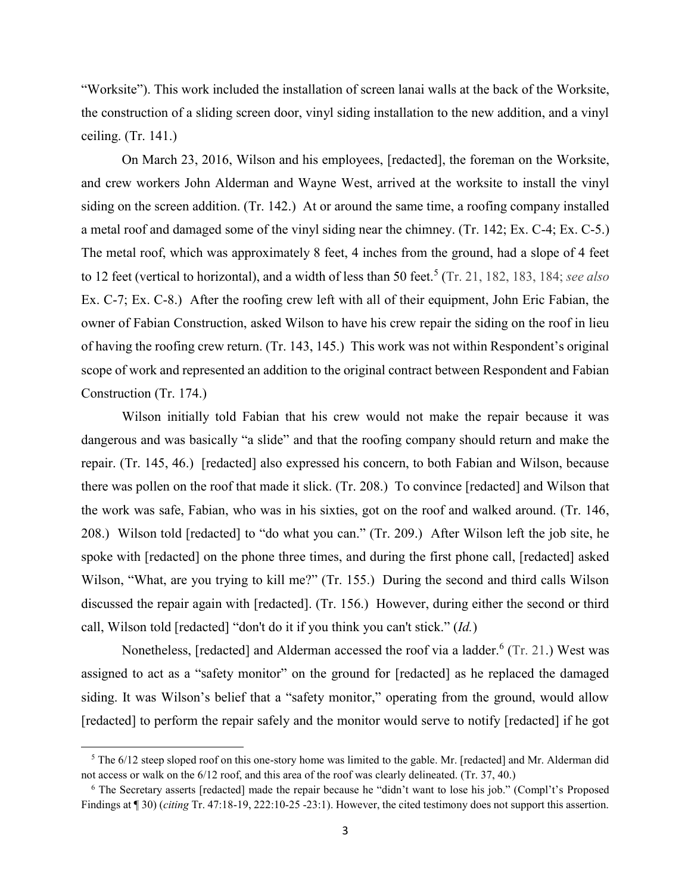"Worksite"). This work included the installation of screen lanai walls at the back of the Worksite, the construction of a sliding screen door, vinyl siding installation to the new addition, and a vinyl ceiling. (Tr. 141.)

On March 23, 2016, Wilson and his employees, [redacted], the foreman on the Worksite, and crew workers John Alderman and Wayne West, arrived at the worksite to install the vinyl siding on the screen addition. (Tr. 142.) At or around the same time, a roofing company installed a metal roof and damaged some of the vinyl siding near the chimney. (Tr. 142; Ex. C-4; Ex. C-5.) The metal roof, which was approximately 8 feet, 4 inches from the ground, had a slope of 4 feet to 12 feet (vertical to horizontal), and a width of less than 50 feet.[5] (Tr. 21, 182, 183, 184; *see also* Ex. C-7; Ex. C-8.) After the roofing crew left with all of their equipment, John Eric Fabian, the owner of Fabian Construction, asked Wilson to have his crew repair the siding on the roof in lieu of having the roofing crew return. (Tr. 143, 145.) This work was not within Respondent's original scope of work and represented an addition to the original contract between Respondent and Fabian Construction (Tr. 174.)

Wilson initially told Fabian that his crew would not make the repair because it was dangerous and was basically "a slide" and that the roofing company should return and make the repair. (Tr. 145, 46.) [redacted] also expressed his concern, to both Fabian and Wilson, because there was pollen on the roof that made it slick. (Tr. 208.) To convince [redacted] and Wilson that the work was safe, Fabian, who was in his sixties, got on the roof and walked around. (Tr. 146, 208.) Wilson told [redacted] to "do what you can." (Tr. 209.) After Wilson left the job site, he spoke with [redacted] on the phone three times, and during the first phone call, [redacted] asked Wilson, "What, are you trying to kill me?" (Tr. 155.) During the second and third calls Wilson discussed the repair again with [redacted]. (Tr. 156.) However, during either the second or third call, Wilson told [redacted] "don't do it if you think you can't stick." (*Id.*)

Nonetheless, [redacted] and Alderman accessed the roof via a ladder.[6] (Tr. 21.) West was assigned to act as a "safety monitor" on the ground for [redacted] as he replaced the damaged siding. It was Wilson's belief that a "safety monitor," operating from the ground, would allow [redacted] to perform the repair safely and the monitor would serve to notify [redacted] if he got

---

[5] The 6/12 steep sloped roof on this one-story home was limited to the gable. Mr. [redacted] and Mr. Alderman did not access or walk on the 6/12 roof, and this area of the roof was clearly delineated. (Tr. 37, 40.)

[6] The Secretary asserts [redacted] made the repair because he "didn't want to lose his job." (Compl't's Proposed Findings at ¶ 30) (*citing* Tr. 47:18-19, 222:10-25 -23:1). However, the cited testimony does not support this assertion.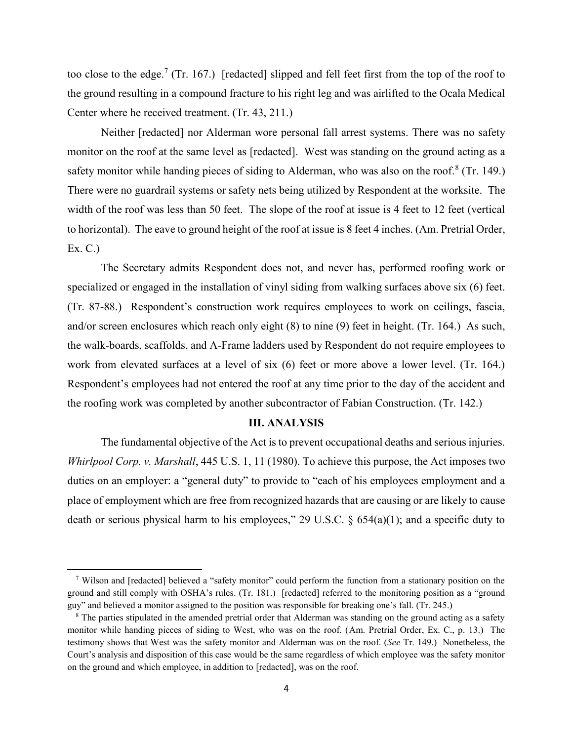too close to the edge.[7] (Tr. 167.) [redacted] slipped and fell feet first from the top of the roof to the ground resulting in a compound fracture to his right leg and was airlifted to the Ocala Medical Center where he received treatment. (Tr. 43, 211.)

Neither [redacted] nor Alderman wore personal fall arrest systems. There was no safety monitor on the roof at the same level as [redacted]. West was standing on the ground acting as a safety monitor while handing pieces of siding to Alderman, who was also on the roof.[8] (Tr. 149.) There were no guardrail systems or safety nets being utilized by Respondent at the worksite. The width of the roof was less than 50 feet. The slope of the roof at issue is 4 feet to 12 feet (vertical to horizontal). The eave to ground height of the roof at issue is 8 feet 4 inches. (Am. Pretrial Order, Ex. C.)

The Secretary admits Respondent does not, and never has, performed roofing work or specialized or engaged in the installation of vinyl siding from walking surfaces above six (6) feet. (Tr. 87-88.) Respondent's construction work requires employees to work on ceilings, fascia, and/or screen enclosures which reach only eight (8) to nine (9) feet in height. (Tr. 164.) As such, the walk-boards, scaffolds, and A-Frame ladders used by Respondent do not require employees to work from elevated surfaces at a level of six (6) feet or more above a lower level. (Tr. 164.) Respondent's employees had not entered the roof at any time prior to the day of the accident and the roofing work was completed by another subcontractor of Fabian Construction. (Tr. 142.)

## III. ANALYSIS

The fundamental objective of the Act is to prevent occupational deaths and serious injuries. *Whirlpool Corp. v. Marshall*, 445 U.S. 1, 11 (1980). To achieve this purpose, the Act imposes two duties on an employer: a "general duty" to provide to "each of his employees employment and a place of employment which are free from recognized hazards that are causing or are likely to cause death or serious physical harm to his employees," 29 U.S.C. § 654(a)(1); and a specific duty to

---

[7] Wilson and [redacted] believed a "safety monitor" could perform the function from a stationary position on the ground and still comply with OSHA's rules. (Tr. 181.) [redacted] referred to the monitoring position as a "ground guy" and believed a monitor assigned to the position was responsible for breaking one's fall. (Tr. 245.)

[8] The parties stipulated in the amended pretrial order that Alderman was standing on the ground acting as a safety monitor while handing pieces of siding to West, who was on the roof. (Am. Pretrial Order, Ex. C., p. 13.) The testimony shows that West was the safety monitor and Alderman was on the roof. (*See* Tr. 149.) Nonetheless, the Court's analysis and disposition of this case would be the same regardless of which employee was the safety monitor on the ground and which employee, in addition to [redacted], was on the roof.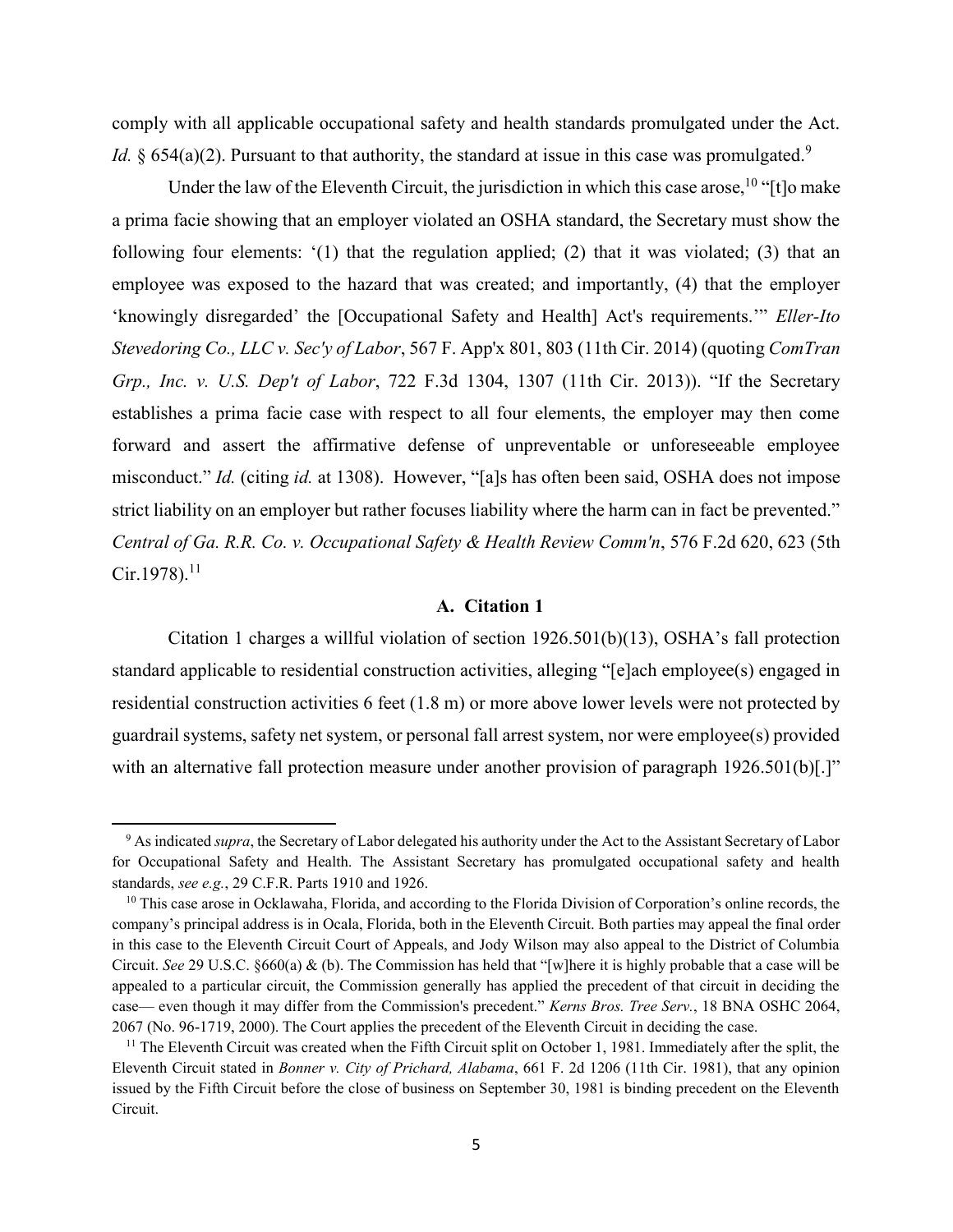comply with all applicable occupational safety and health standards promulgated under the Act. *Id.* § 654(a)(2). Pursuant to that authority, the standard at issue in this case was promulgated.[9]

Under the law of the Eleventh Circuit, the jurisdiction in which this case arose,[10] "[t]o make a prima facie showing that an employer violated an OSHA standard, the Secretary must show the following four elements: '(1) that the regulation applied; (2) that it was violated; (3) that an employee was exposed to the hazard that was created; and importantly, (4) that the employer 'knowingly disregarded' the [Occupational Safety and Health] Act's requirements.'" *Eller-Ito Stevedoring Co., LLC v. Sec'y of Labor*, 567 F. App'x 801, 803 (11th Cir. 2014) (quoting *ComTran Grp., Inc. v. U.S. Dep't of Labor*, 722 F.3d 1304, 1307 (11th Cir. 2013)). "If the Secretary establishes a prima facie case with respect to all four elements, the employer may then come forward and assert the affirmative defense of unpreventable or unforeseeable employee misconduct." *Id.* (citing *id.* at 1308). However, "[a]s has often been said, OSHA does not impose strict liability on an employer but rather focuses liability where the harm can in fact be prevented." *Central of Ga. R.R. Co. v. Occupational Safety & Health Review Comm'n*, 576 F.2d 620, 623 (5th Cir.1978).[11]

### A. Citation 1

Citation 1 charges a willful violation of section 1926.501(b)(13), OSHA's fall protection standard applicable to residential construction activities, alleging "[e]ach employee(s) engaged in residential construction activities 6 feet (1.8 m) or more above lower levels were not protected by guardrail systems, safety net system, or personal fall arrest system, nor were employee(s) provided with an alternative fall protection measure under another provision of paragraph 1926.501(b)[.]"

---

[9] As indicated *supra*, the Secretary of Labor delegated his authority under the Act to the Assistant Secretary of Labor for Occupational Safety and Health. The Assistant Secretary has promulgated occupational safety and health standards, *see e.g.*, 29 C.F.R. Parts 1910 and 1926.

[10] This case arose in Ocklawaha, Florida, and according to the Florida Division of Corporation's online records, the company's principal address is in Ocala, Florida, both in the Eleventh Circuit. Both parties may appeal the final order in this case to the Eleventh Circuit Court of Appeals, and Jody Wilson may also appeal to the District of Columbia Circuit. *See* 29 U.S.C. §660(a) & (b). The Commission has held that "[w]here it is highly probable that a case will be appealed to a particular circuit, the Commission generally has applied the precedent of that circuit in deciding the case— even though it may differ from the Commission's precedent." *Kerns Bros. Tree Serv.*, 18 BNA OSHC 2064, 2067 (No. 96-1719, 2000). The Court applies the precedent of the Eleventh Circuit in deciding the case.

[11] The Eleventh Circuit was created when the Fifth Circuit split on October 1, 1981. Immediately after the split, the Eleventh Circuit stated in *Bonner v. City of Prichard, Alabama*, 661 F. 2d 1206 (11th Cir. 1981), that any opinion issued by the Fifth Circuit before the close of business on September 30, 1981 is binding precedent on the Eleventh Circuit.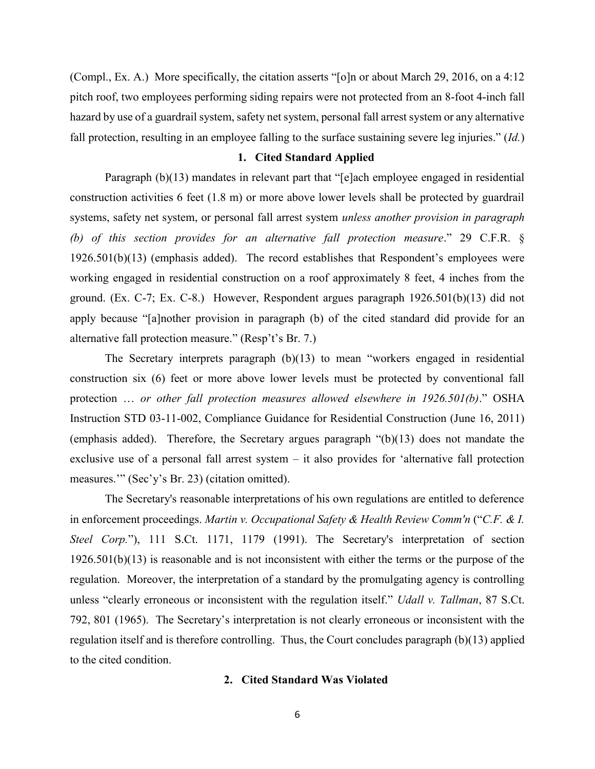(Compl., Ex. A.) More specifically, the citation asserts "[o]n or about March 29, 2016, on a 4:12 pitch roof, two employees performing siding repairs were not protected from an 8-foot 4-inch fall hazard by use of a guardrail system, safety net system, personal fall arrest system or any alternative fall protection, resulting in an employee falling to the surface sustaining severe leg injuries." (*Id.*)

### 1. Cited Standard Applied

Paragraph (b)(13) mandates in relevant part that "[e]ach employee engaged in residential construction activities 6 feet (1.8 m) or more above lower levels shall be protected by guardrail systems, safety net system, or personal fall arrest system *unless another provision in paragraph (b) of this section provides for an alternative fall protection measure*." 29 C.F.R. § 1926.501(b)(13) (emphasis added). The record establishes that Respondent's employees were working engaged in residential construction on a roof approximately 8 feet, 4 inches from the ground. (Ex. C-7; Ex. C-8.) However, Respondent argues paragraph 1926.501(b)(13) did not apply because "[a]nother provision in paragraph (b) of the cited standard did provide for an alternative fall protection measure." (Resp't's Br. 7.)

The Secretary interprets paragraph (b)(13) to mean "workers engaged in residential construction six (6) feet or more above lower levels must be protected by conventional fall protection … *or other fall protection measures allowed elsewhere in 1926.501(b)*." OSHA Instruction STD 03-11-002, Compliance Guidance for Residential Construction (June 16, 2011) (emphasis added). Therefore, the Secretary argues paragraph "(b)(13) does not mandate the exclusive use of a personal fall arrest system – it also provides for 'alternative fall protection measures.'" (Sec'y's Br. 23) (citation omitted).

The Secretary's reasonable interpretations of his own regulations are entitled to deference in enforcement proceedings. *Martin v. Occupational Safety & Health Review Comm'n* ("*C.F. & I. Steel Corp.*"), 111 S.Ct. 1171, 1179 (1991). The Secretary's interpretation of section 1926.501(b)(13) is reasonable and is not inconsistent with either the terms or the purpose of the regulation. Moreover, the interpretation of a standard by the promulgating agency is controlling unless "clearly erroneous or inconsistent with the regulation itself." *Udall v. Tallman*, 87 S.Ct. 792, 801 (1965). The Secretary's interpretation is not clearly erroneous or inconsistent with the regulation itself and is therefore controlling. Thus, the Court concludes paragraph (b)(13) applied to the cited condition.

### 2. Cited Standard Was Violated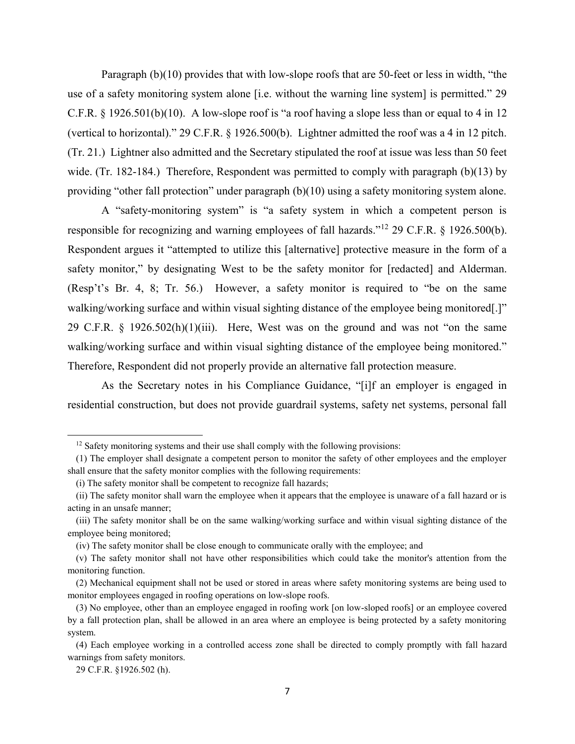Paragraph (b)(10) provides that with low-slope roofs that are 50-feet or less in width, "the use of a safety monitoring system alone [i.e. without the warning line system] is permitted." 29 C.F.R. § 1926.501(b)(10). A low-slope roof is "a roof having a slope less than or equal to 4 in 12 (vertical to horizontal)." 29 C.F.R. § 1926.500(b). Lightner admitted the roof was a 4 in 12 pitch. (Tr. 21.) Lightner also admitted and the Secretary stipulated the roof at issue was less than 50 feet wide. (Tr. 182-184.) Therefore, Respondent was permitted to comply with paragraph (b)(13) by providing "other fall protection" under paragraph (b)(10) using a safety monitoring system alone.

A "safety-monitoring system" is "a safety system in which a competent person is responsible for recognizing and warning employees of fall hazards."[12] 29 C.F.R. § 1926.500(b). Respondent argues it "attempted to utilize this [alternative] protective measure in the form of a safety monitor," by designating West to be the safety monitor for [redacted] and Alderman. (Resp't's Br. 4, 8; Tr. 56.) However, a safety monitor is required to "be on the same walking/working surface and within visual sighting distance of the employee being monitored[.]" 29 C.F.R. § 1926.502(h)(1)(iii). Here, West was on the ground and was not "on the same walking/working surface and within visual sighting distance of the employee being monitored." Therefore, Respondent did not properly provide an alternative fall protection measure.

As the Secretary notes in his Compliance Guidance, "[i]f an employer is engaged in residential construction, but does not provide guardrail systems, safety net systems, personal fall

---

[12] Safety monitoring systems and their use shall comply with the following provisions:

(1) The employer shall designate a competent person to monitor the safety of other employees and the employer shall ensure that the safety monitor complies with the following requirements:

(i) The safety monitor shall be competent to recognize fall hazards;

(ii) The safety monitor shall warn the employee when it appears that the employee is unaware of a fall hazard or is acting in an unsafe manner;

(iii) The safety monitor shall be on the same walking/working surface and within visual sighting distance of the employee being monitored;

(iv) The safety monitor shall be close enough to communicate orally with the employee; and

(v) The safety monitor shall not have other responsibilities which could take the monitor's attention from the monitoring function.

(2) Mechanical equipment shall not be used or stored in areas where safety monitoring systems are being used to monitor employees engaged in roofing operations on low-slope roofs.

(3) No employee, other than an employee engaged in roofing work [on low-sloped roofs] or an employee covered by a fall protection plan, shall be allowed in an area where an employee is being protected by a safety monitoring system.

(4) Each employee working in a controlled access zone shall be directed to comply promptly with fall hazard warnings from safety monitors.

29 C.F.R. §1926.502 (h).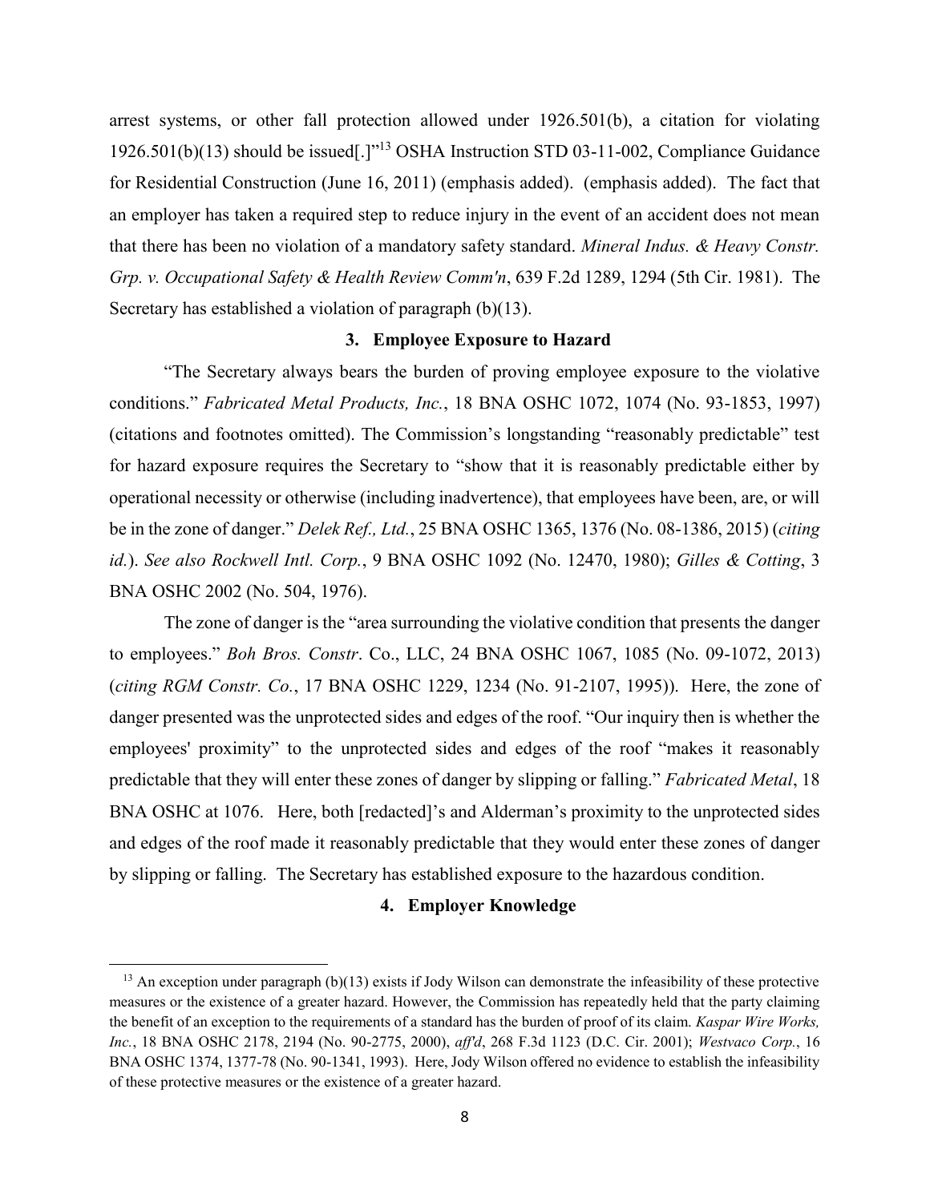arrest systems, or other fall protection allowed under 1926.501(b), a citation for violating 1926.501(b)(13) should be issued[.]"[13] OSHA Instruction STD 03-11-002, Compliance Guidance for Residential Construction (June 16, 2011) (emphasis added). (emphasis added). The fact that an employer has taken a required step to reduce injury in the event of an accident does not mean that there has been no violation of a mandatory safety standard. *Mineral Indus. & Heavy Constr. Grp. v. Occupational Safety & Health Review Comm'n*, 639 F.2d 1289, 1294 (5th Cir. 1981). The Secretary has established a violation of paragraph (b)(13).

### 3. Employee Exposure to Hazard

"The Secretary always bears the burden of proving employee exposure to the violative conditions." *Fabricated Metal Products, Inc.*, 18 BNA OSHC 1072, 1074 (No. 93-1853, 1997) (citations and footnotes omitted). The Commission's longstanding "reasonably predictable" test for hazard exposure requires the Secretary to "show that it is reasonably predictable either by operational necessity or otherwise (including inadvertence), that employees have been, are, or will be in the zone of danger." *Delek Ref., Ltd.*, 25 BNA OSHC 1365, 1376 (No. 08-1386, 2015) (*citing id.*). *See also Rockwell Intl. Corp.*, 9 BNA OSHC 1092 (No. 12470, 1980); *Gilles & Cotting*, 3 BNA OSHC 2002 (No. 504, 1976).

The zone of danger is the "area surrounding the violative condition that presents the danger to employees." *Boh Bros. Constr*. Co., LLC, 24 BNA OSHC 1067, 1085 (No. 09-1072, 2013) (*citing RGM Constr. Co.*, 17 BNA OSHC 1229, 1234 (No. 91-2107, 1995)). Here, the zone of danger presented was the unprotected sides and edges of the roof. "Our inquiry then is whether the employees' proximity" to the unprotected sides and edges of the roof "makes it reasonably predictable that they will enter these zones of danger by slipping or falling." *Fabricated Metal*, 18 BNA OSHC at 1076. Here, both [redacted]'s and Alderman's proximity to the unprotected sides and edges of the roof made it reasonably predictable that they would enter these zones of danger by slipping or falling. The Secretary has established exposure to the hazardous condition.

### 4. Employer Knowledge

---

[13] An exception under paragraph (b)(13) exists if Jody Wilson can demonstrate the infeasibility of these protective measures or the existence of a greater hazard. However, the Commission has repeatedly held that the party claiming the benefit of an exception to the requirements of a standard has the burden of proof of its claim. *Kaspar Wire Works, Inc.*, 18 BNA OSHC 2178, 2194 (No. 90-2775, 2000), *aff'd*, 268 F.3d 1123 (D.C. Cir. 2001); *Westvaco Corp.*, 16 BNA OSHC 1374, 1377-78 (No. 90-1341, 1993). Here, Jody Wilson offered no evidence to establish the infeasibility of these protective measures or the existence of a greater hazard.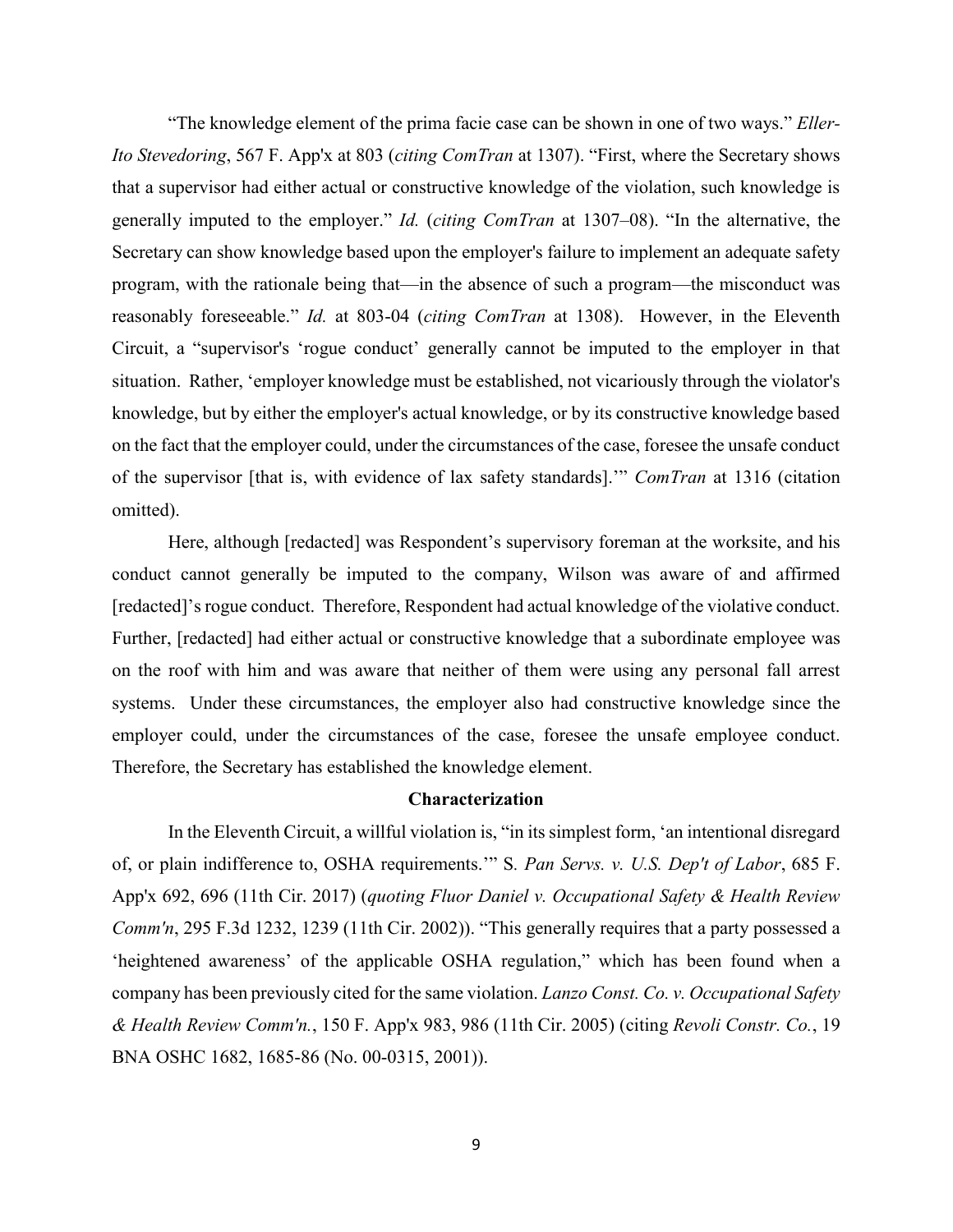"The knowledge element of the prima facie case can be shown in one of two ways." *Eller-Ito Stevedoring*, 567 F. App'x at 803 (*citing ComTran* at 1307). "First, where the Secretary shows that a supervisor had either actual or constructive knowledge of the violation, such knowledge is generally imputed to the employer." *Id.* (*citing ComTran* at 1307–08). "In the alternative, the Secretary can show knowledge based upon the employer's failure to implement an adequate safety program, with the rationale being that—in the absence of such a program—the misconduct was reasonably foreseeable." *Id.* at 803-04 (*citing ComTran* at 1308). However, in the Eleventh Circuit, a "supervisor's 'rogue conduct' generally cannot be imputed to the employer in that situation. Rather, 'employer knowledge must be established, not vicariously through the violator's knowledge, but by either the employer's actual knowledge, or by its constructive knowledge based on the fact that the employer could, under the circumstances of the case, foresee the unsafe conduct of the supervisor [that is, with evidence of lax safety standards].'" *ComTran* at 1316 (citation omitted).

Here, although [redacted] was Respondent's supervisory foreman at the worksite, and his conduct cannot generally be imputed to the company, Wilson was aware of and affirmed [redacted]'s rogue conduct. Therefore, Respondent had actual knowledge of the violative conduct. Further, [redacted] had either actual or constructive knowledge that a subordinate employee was on the roof with him and was aware that neither of them were using any personal fall arrest systems. Under these circumstances, the employer also had constructive knowledge since the employer could, under the circumstances of the case, foresee the unsafe employee conduct. Therefore, the Secretary has established the knowledge element.

**Characterization**

In the Eleventh Circuit, a willful violation is, "in its simplest form, 'an intentional disregard of, or plain indifference to, OSHA requirements.'" S. *Pan Servs. v. U.S. Dep't of Labor*, 685 F. App'x 692, 696 (11th Cir. 2017) (*quoting Fluor Daniel v. Occupational Safety & Health Review Comm'n*, 295 F.3d 1232, 1239 (11th Cir. 2002)). "This generally requires that a party possessed a 'heightened awareness' of the applicable OSHA regulation," which has been found when a company has been previously cited for the same violation. *Lanzo Const. Co. v. Occupational Safety & Health Review Comm'n.*, 150 F. App'x 983, 986 (11th Cir. 2005) (citing *Revoli Constr. Co.*, 19 BNA OSHC 1682, 1685-86 (No. 00-0315, 2001)).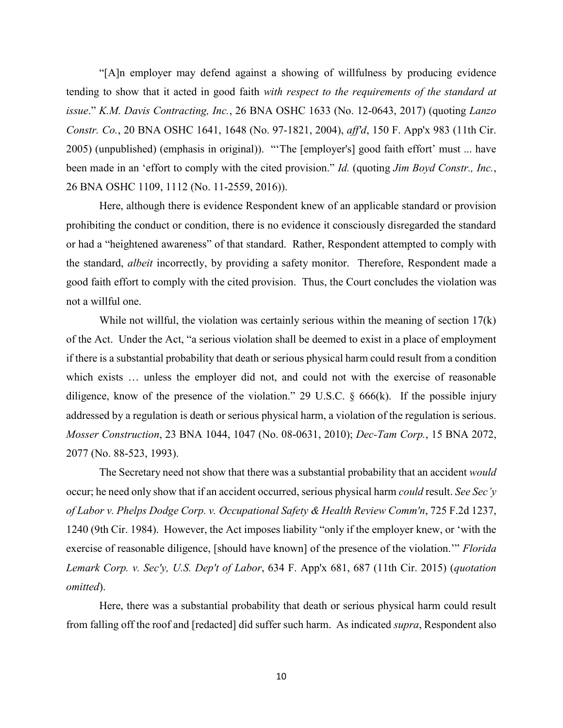"[A]n employer may defend against a showing of willfulness by producing evidence tending to show that it acted in good faith *with respect to the requirements of the standard at issue*." *K.M. Davis Contracting, Inc.*, 26 BNA OSHC 1633 (No. 12-0643, 2017) (quoting *Lanzo Constr. Co.*, 20 BNA OSHC 1641, 1648 (No. 97-1821, 2004), *aff'd*, 150 F. App'x 983 (11th Cir. 2005) (unpublished) (emphasis in original)). "'The [employer's] good faith effort' must ... have been made in an 'effort to comply with the cited provision." *Id.* (quoting *Jim Boyd Constr., Inc.*, 26 BNA OSHC 1109, 1112 (No. 11-2559, 2016)).

Here, although there is evidence Respondent knew of an applicable standard or provision prohibiting the conduct or condition, there is no evidence it consciously disregarded the standard or had a "heightened awareness" of that standard. Rather, Respondent attempted to comply with the standard, *albeit* incorrectly, by providing a safety monitor. Therefore, Respondent made a good faith effort to comply with the cited provision. Thus, the Court concludes the violation was not a willful one.

While not willful, the violation was certainly serious within the meaning of section 17(k) of the Act. Under the Act, "a serious violation shall be deemed to exist in a place of employment if there is a substantial probability that death or serious physical harm could result from a condition which exists … unless the employer did not, and could not with the exercise of reasonable diligence, know of the presence of the violation." 29 U.S.C. § 666(k). If the possible injury addressed by a regulation is death or serious physical harm, a violation of the regulation is serious. *Mosser Construction*, 23 BNA 1044, 1047 (No. 08-0631, 2010); *Dec-Tam Corp.*, 15 BNA 2072, 2077 (No. 88-523, 1993).

The Secretary need not show that there was a substantial probability that an accident *would* occur; he need only show that if an accident occurred, serious physical harm *could* result. *See Sec'y of Labor v. Phelps Dodge Corp. v. Occupational Safety & Health Review Comm'n*, 725 F.2d 1237, 1240 (9th Cir. 1984). However, the Act imposes liability "only if the employer knew, or 'with the exercise of reasonable diligence, [should have known] of the presence of the violation.'" *Florida Lemark Corp. v. Sec'y, U.S. Dep't of Labor*, 634 F. App'x 681, 687 (11th Cir. 2015) (*quotation omitted*).

Here, there was a substantial probability that death or serious physical harm could result from falling off the roof and [redacted] did suffer such harm. As indicated *supra*, Respondent also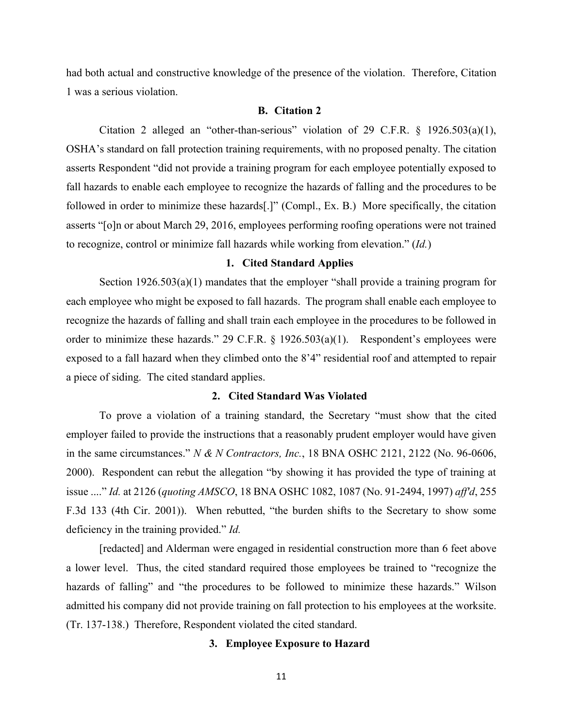had both actual and constructive knowledge of the presence of the violation. Therefore, Citation 1 was a serious violation.

### B. Citation 2

Citation 2 alleged an "other-than-serious" violation of 29 C.F.R. § 1926.503(a)(1), OSHA's standard on fall protection training requirements, with no proposed penalty. The citation asserts Respondent "did not provide a training program for each employee potentially exposed to fall hazards to enable each employee to recognize the hazards of falling and the procedures to be followed in order to minimize these hazards[.]" (Compl., Ex. B.) More specifically, the citation asserts "[o]n or about March 29, 2016, employees performing roofing operations were not trained to recognize, control or minimize fall hazards while working from elevation." (*Id.*)

#### 1. Cited Standard Applies

Section 1926.503(a)(1) mandates that the employer "shall provide a training program for each employee who might be exposed to fall hazards. The program shall enable each employee to recognize the hazards of falling and shall train each employee in the procedures to be followed in order to minimize these hazards." 29 C.F.R. § 1926.503(a)(1). Respondent's employees were exposed to a fall hazard when they climbed onto the 8'4" residential roof and attempted to repair a piece of siding. The cited standard applies.

#### 2. Cited Standard Was Violated

To prove a violation of a training standard, the Secretary "must show that the cited employer failed to provide the instructions that a reasonably prudent employer would have given in the same circumstances." *N & N Contractors, Inc.*, 18 BNA OSHC 2121, 2122 (No. 96-0606, 2000). Respondent can rebut the allegation "by showing it has provided the type of training at issue ...." *Id.* at 2126 (*quoting AMSCO*, 18 BNA OSHC 1082, 1087 (No. 91-2494, 1997) *aff'd*, 255 F.3d 133 (4th Cir. 2001)). When rebutted, "the burden shifts to the Secretary to show some deficiency in the training provided." *Id.*

[redacted] and Alderman were engaged in residential construction more than 6 feet above a lower level. Thus, the cited standard required those employees be trained to "recognize the hazards of falling" and "the procedures to be followed to minimize these hazards." Wilson admitted his company did not provide training on fall protection to his employees at the worksite. (Tr. 137-138.) Therefore, Respondent violated the cited standard.

#### 3. Employee Exposure to Hazard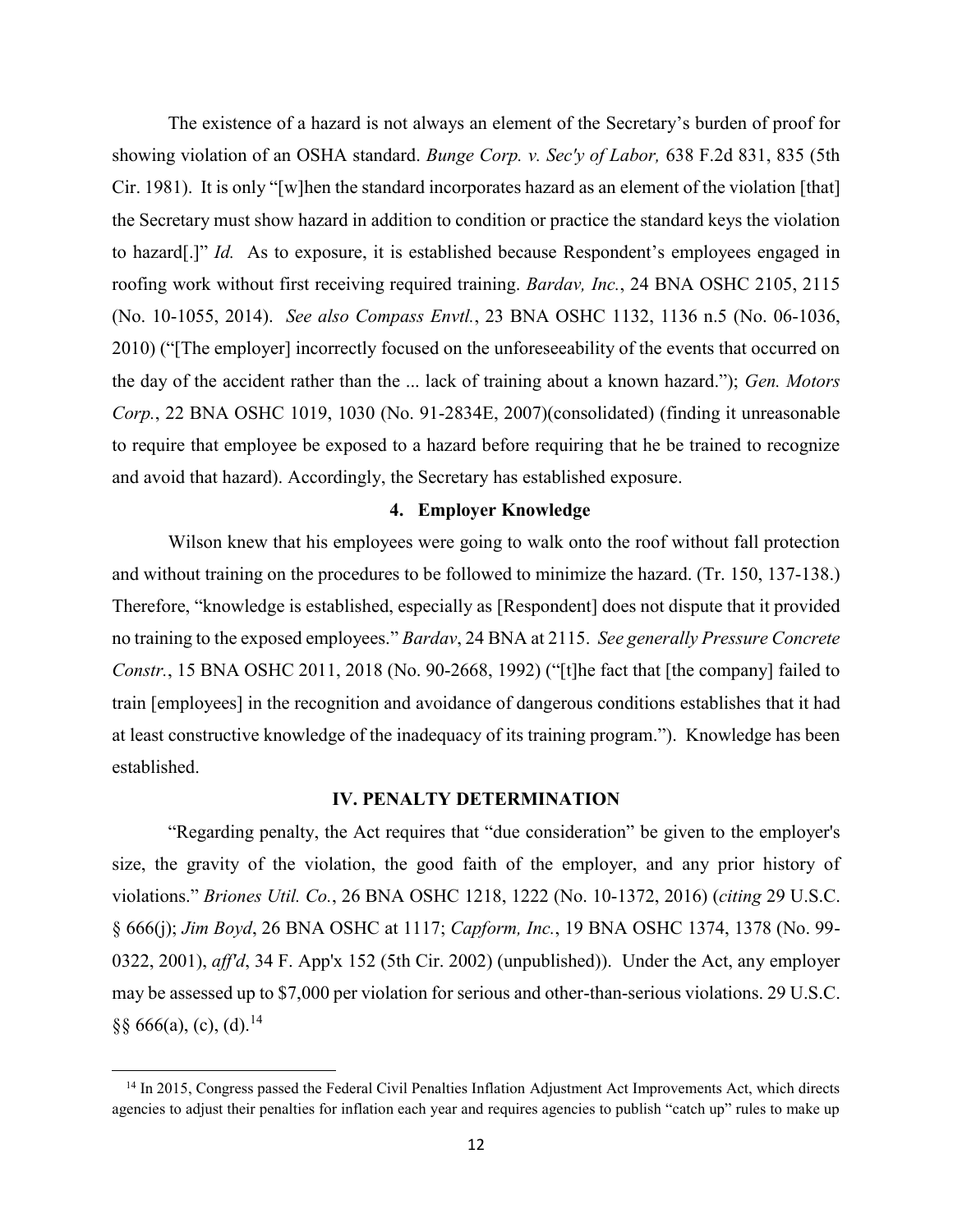The existence of a hazard is not always an element of the Secretary's burden of proof for showing violation of an OSHA standard. *Bunge Corp. v. Sec'y of Labor,* 638 F.2d 831, 835 (5th Cir. 1981). It is only "[w]hen the standard incorporates hazard as an element of the violation [that] the Secretary must show hazard in addition to condition or practice the standard keys the violation to hazard[.]" *Id.* As to exposure, it is established because Respondent's employees engaged in roofing work without first receiving required training. *Bardav, Inc.*, 24 BNA OSHC 2105, 2115 (No. 10-1055, 2014). *See also Compass Envtl.*, 23 BNA OSHC 1132, 1136 n.5 (No. 06-1036, 2010) ("[The employer] incorrectly focused on the unforeseeability of the events that occurred on the day of the accident rather than the ... lack of training about a known hazard."); *Gen. Motors Corp.*, 22 BNA OSHC 1019, 1030 (No. 91-2834E, 2007)(consolidated) (finding it unreasonable to require that employee be exposed to a hazard before requiring that he be trained to recognize and avoid that hazard). Accordingly, the Secretary has established exposure.

### 4. Employer Knowledge

Wilson knew that his employees were going to walk onto the roof without fall protection and without training on the procedures to be followed to minimize the hazard. (Tr. 150, 137-138.) Therefore, "knowledge is established, especially as [Respondent] does not dispute that it provided no training to the exposed employees." *Bardav*, 24 BNA at 2115. *See generally Pressure Concrete Constr.*, 15 BNA OSHC 2011, 2018 (No. 90-2668, 1992) ("[t]he fact that [the company] failed to train [employees] in the recognition and avoidance of dangerous conditions establishes that it had at least constructive knowledge of the inadequacy of its training program."). Knowledge has been established.

## IV. PENALTY DETERMINATION

"Regarding penalty, the Act requires that "due consideration" be given to the employer's size, the gravity of the violation, the good faith of the employer, and any prior history of violations." *Briones Util. Co.*, 26 BNA OSHC 1218, 1222 (No. 10-1372, 2016) (*citing* 29 U.S.C. § 666(j); *Jim Boyd*, 26 BNA OSHC at 1117; *Capform, Inc.*, 19 BNA OSHC 1374, 1378 (No. 99-0322, 2001), *aff'd*, 34 F. App'x 152 (5th Cir. 2002) (unpublished)). Under the Act, any employer may be assessed up to $7,000 per violation for serious and other-than-serious violations. 29 U.S.C. §§ 666(a), (c), (d).[14]

---

[14] In 2015, Congress passed the Federal Civil Penalties Inflation Adjustment Act Improvements Act, which directs agencies to adjust their penalties for inflation each year and requires agencies to publish "catch up" rules to make up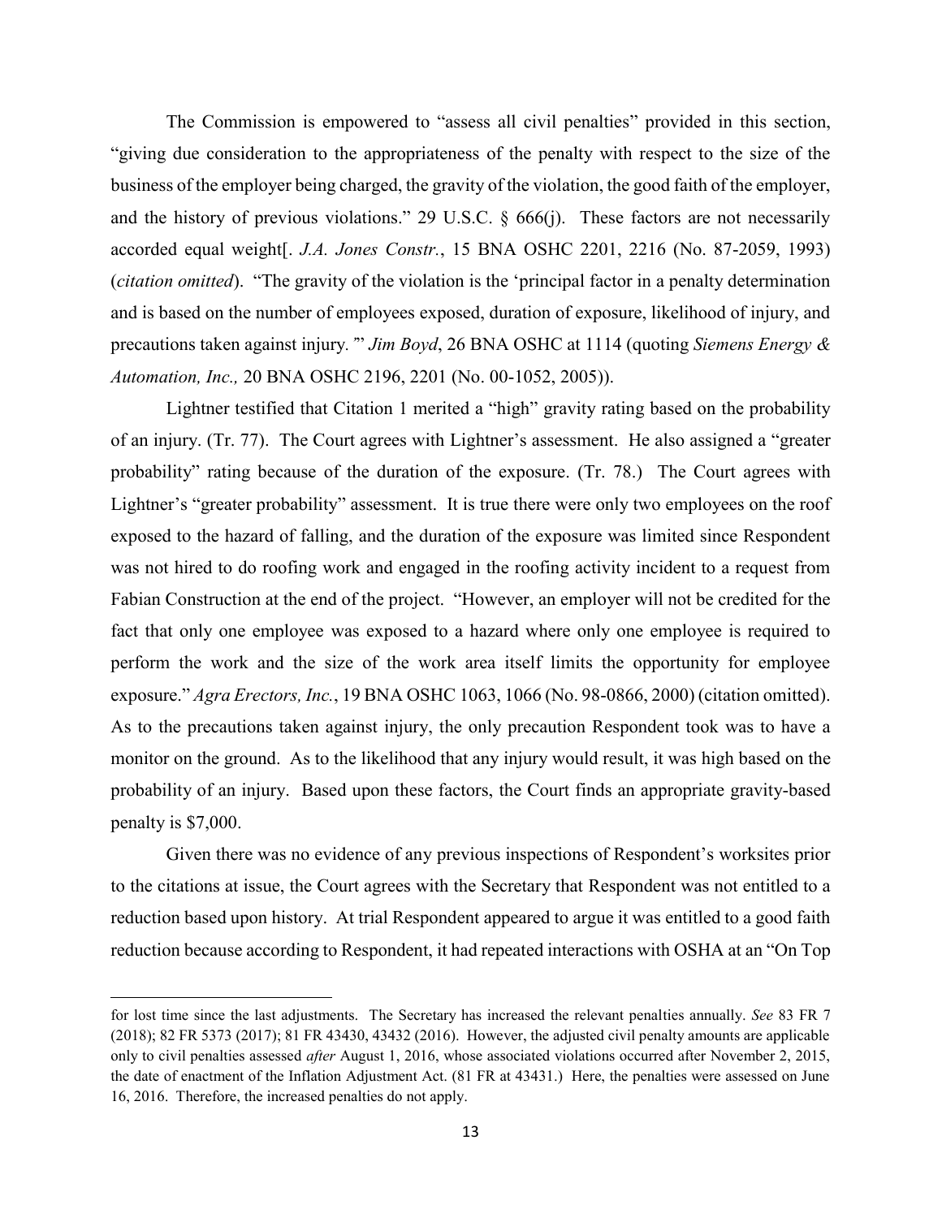The Commission is empowered to "assess all civil penalties" provided in this section, "giving due consideration to the appropriateness of the penalty with respect to the size of the business of the employer being charged, the gravity of the violation, the good faith of the employer, and the history of previous violations." 29 U.S.C. § 666(j). These factors are not necessarily accorded equal weight[. *J.A. Jones Constr.*, 15 BNA OSHC 2201, 2216 (No. 87-2059, 1993) (*citation omitted*). "The gravity of the violation is the 'principal factor in a penalty determination and is based on the number of employees exposed, duration of exposure, likelihood of injury, and precautions taken against injury.'" *Jim Boyd*, 26 BNA OSHC at 1114 (quoting *Siemens Energy & Automation, Inc.,* 20 BNA OSHC 2196, 2201 (No. 00-1052, 2005)).

Lightner testified that Citation 1 merited a "high" gravity rating based on the probability of an injury. (Tr. 77). The Court agrees with Lightner's assessment. He also assigned a "greater probability" rating because of the duration of the exposure. (Tr. 78.) The Court agrees with Lightner's "greater probability" assessment. It is true there were only two employees on the roof exposed to the hazard of falling, and the duration of the exposure was limited since Respondent was not hired to do roofing work and engaged in the roofing activity incident to a request from Fabian Construction at the end of the project. "However, an employer will not be credited for the fact that only one employee was exposed to a hazard where only one employee is required to perform the work and the size of the work area itself limits the opportunity for employee exposure." *Agra Erectors, Inc.*, 19 BNA OSHC 1063, 1066 (No. 98-0866, 2000) (citation omitted). As to the precautions taken against injury, the only precaution Respondent took was to have a monitor on the ground. As to the likelihood that any injury would result, it was high based on the probability of an injury. Based upon these factors, the Court finds an appropriate gravity-based penalty is $7,000.

Given there was no evidence of any previous inspections of Respondent's worksites prior to the citations at issue, the Court agrees with the Secretary that Respondent was not entitled to a reduction based upon history. At trial Respondent appeared to argue it was entitled to a good faith reduction because according to Respondent, it had repeated interactions with OSHA at an "On Top

---

for lost time since the last adjustments. The Secretary has increased the relevant penalties annually. *See* 83 FR 7 (2018); 82 FR 5373 (2017); 81 FR 43430, 43432 (2016). However, the adjusted civil penalty amounts are applicable only to civil penalties assessed *after* August 1, 2016, whose associated violations occurred after November 2, 2015, the date of enactment of the Inflation Adjustment Act. (81 FR at 43431.) Here, the penalties were assessed on June 16, 2016. Therefore, the increased penalties do not apply.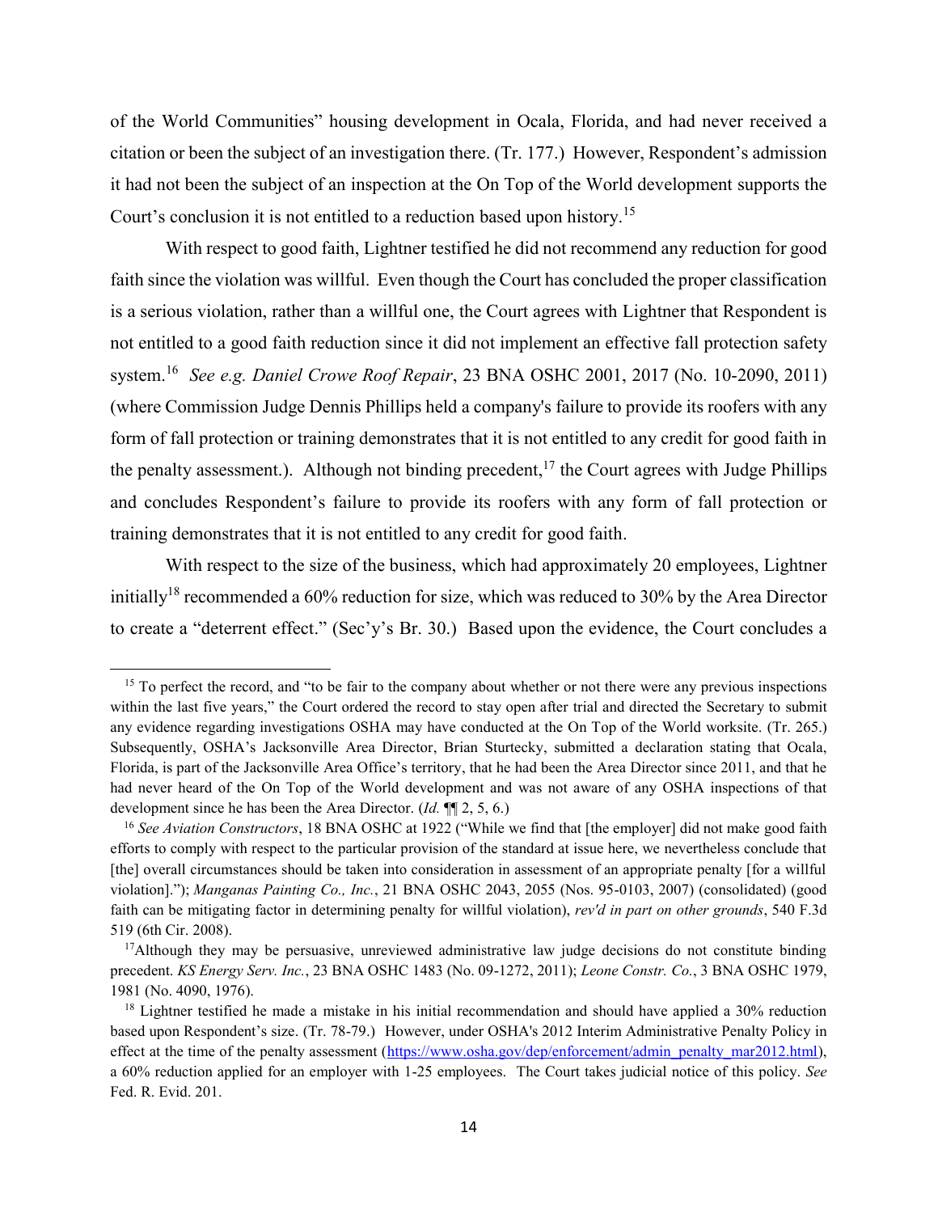of the World Communities" housing development in Ocala, Florida, and had never received a citation or been the subject of an investigation there. (Tr. 177.) However, Respondent's admission it had not been the subject of an inspection at the On Top of the World development supports the Court's conclusion it is not entitled to a reduction based upon history.[15]

With respect to good faith, Lightner testified he did not recommend any reduction for good faith since the violation was willful. Even though the Court has concluded the proper classification is a serious violation, rather than a willful one, the Court agrees with Lightner that Respondent is not entitled to a good faith reduction since it did not implement an effective fall protection safety system.[16] *See e.g. Daniel Crowe Roof Repair*, 23 BNA OSHC 2001, 2017 (No. 10-2090, 2011) (where Commission Judge Dennis Phillips held a company's failure to provide its roofers with any form of fall protection or training demonstrates that it is not entitled to any credit for good faith in the penalty assessment.). Although not binding precedent,[17] the Court agrees with Judge Phillips and concludes Respondent's failure to provide its roofers with any form of fall protection or training demonstrates that it is not entitled to any credit for good faith.

With respect to the size of the business, which had approximately 20 employees, Lightner initially[18] recommended a 60% reduction for size, which was reduced to 30% by the Area Director to create a "deterrent effect." (Sec'y's Br. 30.) Based upon the evidence, the Court concludes a

---

[15] To perfect the record, and "to be fair to the company about whether or not there were any previous inspections within the last five years," the Court ordered the record to stay open after trial and directed the Secretary to submit any evidence regarding investigations OSHA may have conducted at the On Top of the World worksite. (Tr. 265.) Subsequently, OSHA's Jacksonville Area Director, Brian Sturtecky, submitted a declaration stating that Ocala, Florida, is part of the Jacksonville Area Office's territory, that he had been the Area Director since 2011, and that he had never heard of the On Top of the World development and was not aware of any OSHA inspections of that development since he has been the Area Director. (*Id.* ¶¶ 2, 5, 6.)

[16] *See Aviation Constructors*, 18 BNA OSHC at 1922 ("While we find that [the employer] did not make good faith efforts to comply with respect to the particular provision of the standard at issue here, we nevertheless conclude that [the] overall circumstances should be taken into consideration in assessment of an appropriate penalty [for a willful violation]."); *Manganas Painting Co., Inc.*, 21 BNA OSHC 2043, 2055 (Nos. 95-0103, 2007) (consolidated) (good faith can be mitigating factor in determining penalty for willful violation), *rev'd in part on other grounds*, 540 F.3d 519 (6th Cir. 2008).

[17] Although they may be persuasive, unreviewed administrative law judge decisions do not constitute binding precedent. *KS Energy Serv. Inc.*, 23 BNA OSHC 1483 (No. 09-1272, 2011); *Leone Constr. Co.*, 3 BNA OSHC 1979, 1981 (No. 4090, 1976).

[18] Lightner testified he made a mistake in his initial recommendation and should have applied a 30% reduction based upon Respondent's size. (Tr. 78-79.) However, under OSHA's 2012 Interim Administrative Penalty Policy in effect at the time of the penalty assessment (https://www.osha.gov/dep/enforcement/admin_penalty_mar2012.html), a 60% reduction applied for an employer with 1-25 employees. The Court takes judicial notice of this policy. *See* Fed. R. Evid. 201.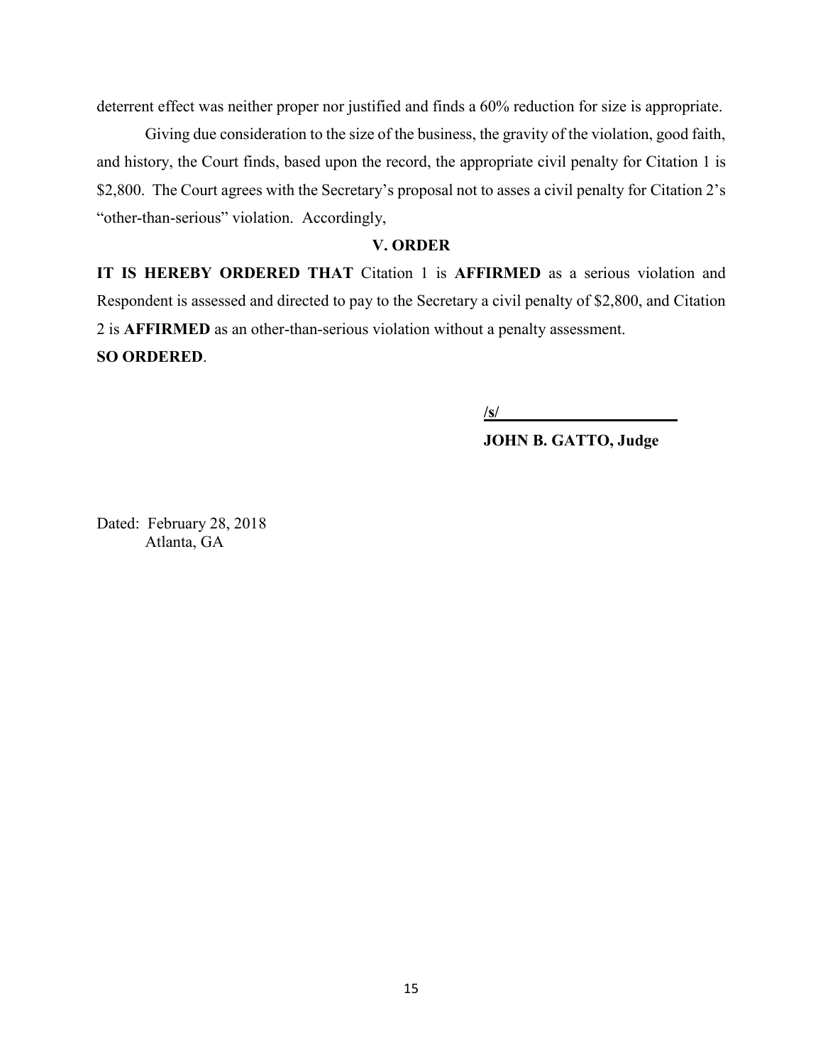deterrent effect was neither proper nor justified and finds a 60% reduction for size is appropriate.

Giving due consideration to the size of the business, the gravity of the violation, good faith, and history, the Court finds, based upon the record, the appropriate civil penalty for Citation 1 is $2,800. The Court agrees with the Secretary's proposal not to asses a civil penalty for Citation 2's "other-than-serious" violation. Accordingly,

## V. ORDER

**IT IS HEREBY ORDERED THAT** Citation 1 is **AFFIRMED** as a serious violation and Respondent is assessed and directed to pay to the Secretary a civil penalty of $2,800, and Citation 2 is **AFFIRMED** as an other-than-serious violation without a penalty assessment.

**SO ORDERED**.

**/s/**

**JOHN B. GATTO, Judge**

Dated: February 28, 2018
Atlanta, GA